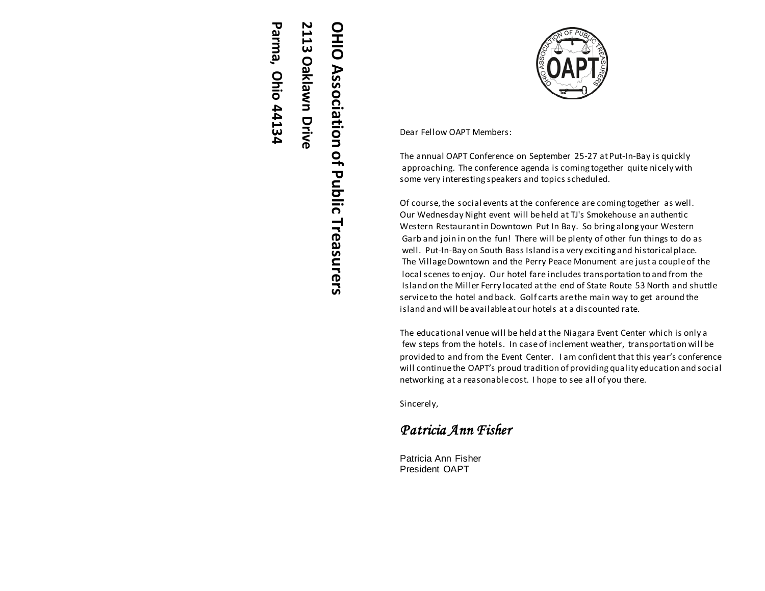**OHIO Association of Public Treasurers**
**2113 Oaklawn Drive**
**Parma, Ohio 44134**

Dear Fellow OAPT Members:

The annual OAPT Conference on September 25-27 at Put-In-Bay is quickly approaching. The conference agenda is coming together quite nicely with some very interesting speakers and topics scheduled.

Of course, the social events at the conference are coming together as well. Our Wednesday Night event will be held at TJ's Smokehouse an authentic Western Restaurant in Downtown Put In Bay. So bring along your Western Garb and join in on the fun! There will be plenty of other fun things to do as well. Put-In-Bay on South Bass Island is a very exciting and historical place. The Village Downtown and the Perry Peace Monument are just a couple of the local scenes to enjoy. Our hotel fare includes transportation to and from the Island on the Miller Ferry located at the end of State Route 53 North and shuttle service to the hotel and back. Golf carts are the main way to get around the island and will be available at our hotels at a discounted rate.

The educational venue will be held at the Niagara Event Center which is only a few steps from the hotels. In case of inclement weather, transportation will be provided to and from the Event Center. I am confident that this year's conference will continue the OAPT's proud tradition of providing quality education and social networking at a reasonable cost. I hope to see all of you there.

Sincerely,

*Patricia Ann Fisher*

Patricia Ann Fisher
President OAPT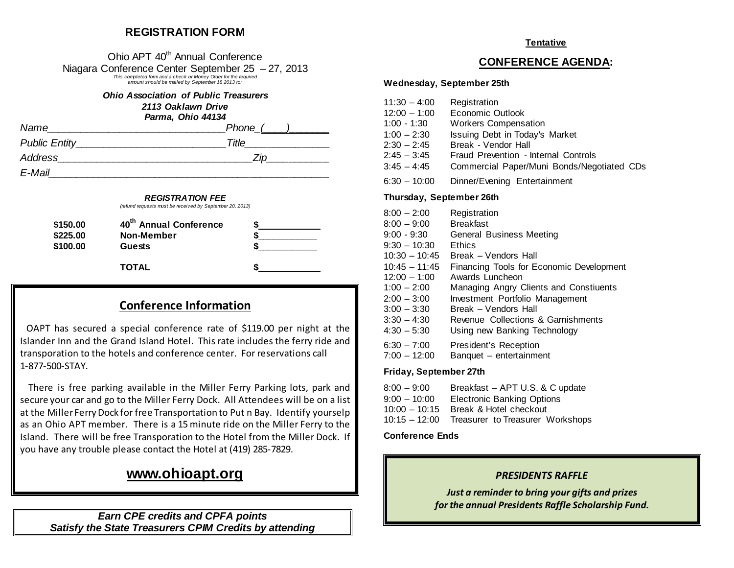## REGISTRATION FORM

Ohio APT 40th Annual Conference
Niagara Conference Center September 25 – 27, 2013

*This completed form and a check or Money Order for the required amount should be mailed by September 18 2013 to:*

***Ohio Association of Public Treasurers***
***2113 Oaklawn Drive***
***Parma, Ohio 44134***

*Name*_______________________________*Phone* (____)_______

*Public Entity*__________________________*Title*_______________

*Address*___________________________________*Zip*___________

*E-Mail*_______________________________________________

***REGISTRATION FEE***

*(refund requests must be received by September 20, 2013)*

| | | |
|---|---|---|
| **$150.00** | **40th Annual Conference** | **$**___________ |
| **$225.00** | **Non-Member** | **$**___________ |
| **$100.00** | **Guests** | **$**___________ |
| | **TOTAL** | **$**___________ |

## Conference Information

OAPT has secured a special conference rate of $119.00 per night at the Islander Inn and the Grand Island Hotel. This rate includes the ferry ride and transporation to the hotels and conference center. For reservations call 1-877-500-STAY.

There is free parking available in the Miller Ferry Parking lots, park and secure your car and go to the Miller Ferry Dock. All Attendees will be on a list at the Miller Ferry Dock for free Transportation to Put n Bay. Identify yourselp as an Ohio APT member. There is a 15 minute ride on the Miller Ferry to the Island. There will be free Transporation to the Hotel from the Miller Dock. If you have any trouble please contact the Hotel at (419) 285-7829.

## www.ohioapt.org

***Earn CPE credits and CPFA points***
***Satisfy the State Treasurers CPIM Credits by attending***

**Tentative**

## CONFERENCE AGENDA:

**Wednesday, September 25th**

| | |
|---|---|
| 11:30 – 4:00 | Registration |
| 12:00 – 1:00 | Economic Outlook |
| 1:00 - 1:30 | Workers Compensation |
| 1:00 – 2:30 | Issuing Debt in Today's Market |
| 2:30 – 2:45 | Break - Vendor Hall |
| 2:45 – 3:45 | Fraud Prevention - Internal Controls |
| 3:45 – 4:45 | Commercial Paper/Muni Bonds/Negotiated CDs |
| 6:30 – 10:00 | Dinner/Evening Entertainment |

**Thursday, September 26th**

| | |
|---|---|
| 8:00 – 2:00 | Registration |
| 8:00 – 9:00 | Breakfast |
| 9:00 - 9:30 | General Business Meeting |
| 9:30 – 10:30 | Ethics |
| 10:30 – 10:45 | Break – Vendors Hall |
| 10:45 – 11:45 | Financing Tools for Economic Development |
| 12:00 – 1:00 | Awards Luncheon |
| 1:00 – 2:00 | Managing Angry Clients and Constiuents |
| 2:00 – 3:00 | Investment Portfolio Management |
| 3:00 – 3:30 | Break – Vendors Hall |
| 3:30 – 4:30 | Revenue Collections & Garnishments |
| 4:30 – 5:30 | Using new Banking Technology |
| 6:30 – 7:00 | President's Reception |
| 7:00 – 12:00 | Banquet – entertainment |

**Friday, September 27th**

| | |
|---|---|
| 8:00 – 9:00 | Breakfast – APT U.S. & C update |
| 9:00 – 10:00 | Electronic Banking Options |
| 10:00 – 10:15 | Break & Hotel checkout |
| 10:15 – 12:00 | Treasurer to Treasurer Workshops |

**Conference Ends**

***PRESIDENTS RAFFLE***

***Just a reminder to bring your gifts and prizes for the annual Presidents Raffle Scholarship Fund.***